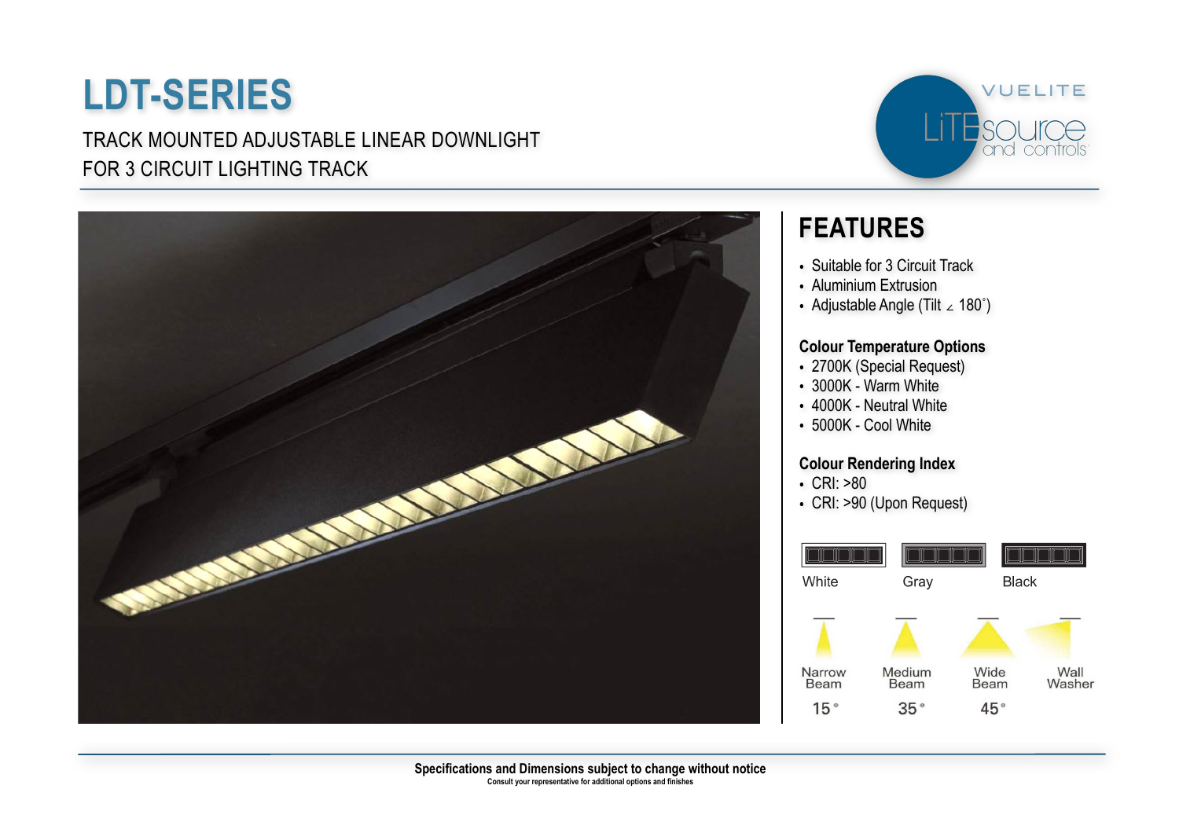# LDT-SERIES

TRACK MOUNTED ADJUSTABLE LINEAR DOWNLIGHT
FOR 3 CIRCUIT LIGHTING TRACK

VUELITE
LiTEsource and controls

## FEATURES

- Suitable for 3 Circuit Track
- Aluminium Extrusion
- Adjustable Angle (Tilt ∠ 180˚)

### Colour Temperature Options

- 2700K (Special Request)
- 3000K - Warm White
- 4000K - Neutral White
- 5000K - Cool White

### Colour Rendering Index

- CRI: >80
- CRI: >90 (Upon Request)

White Gray Black

| Narrow Beam | Medium Beam | Wide Beam | Wall Washer |
|---|---|---|---|
| 15° | 35° | 45° | |

**Specifications and Dimensions subject to change without notice**

Consult your representative for additional options and finishes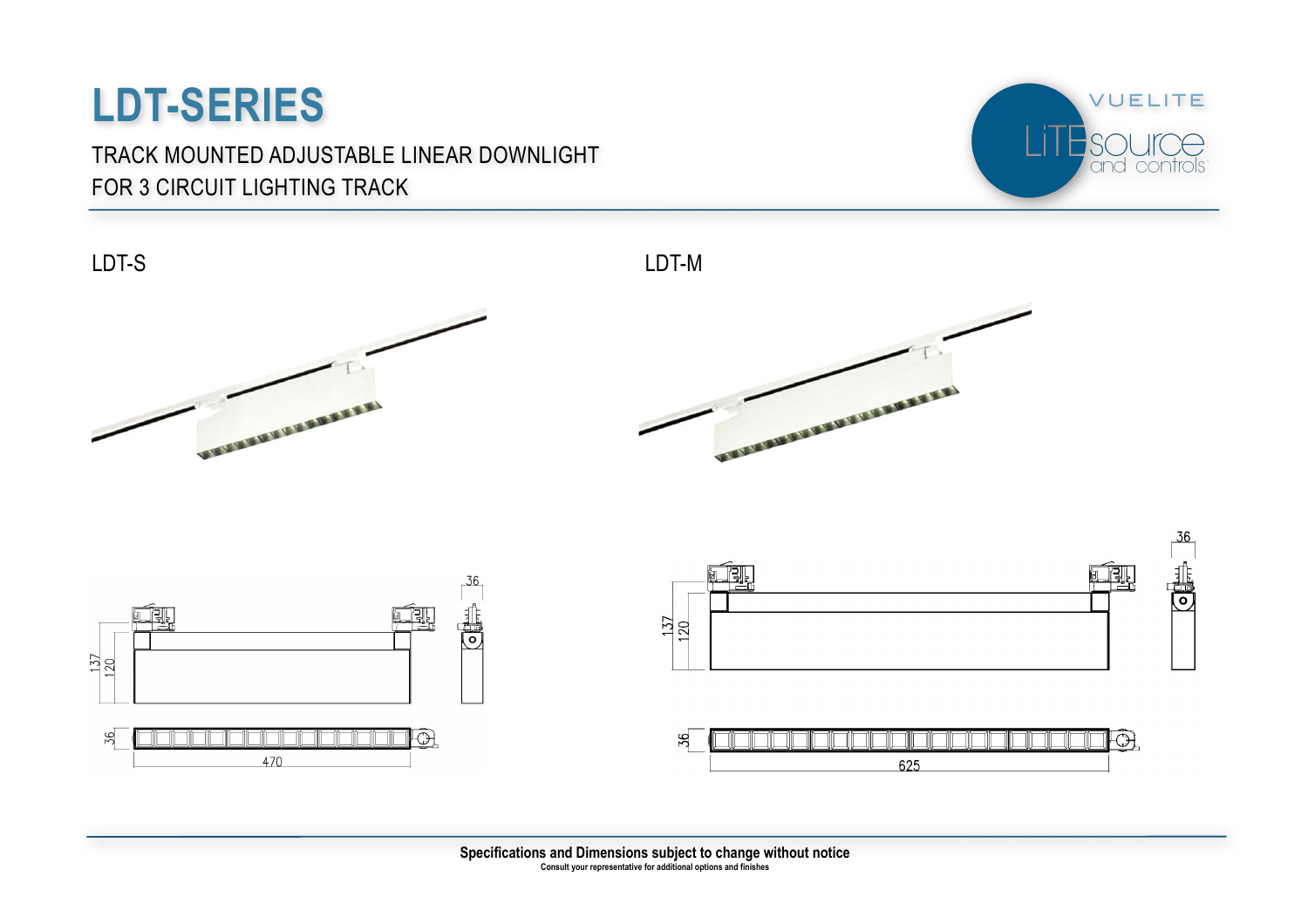# LDT-SERIES

TRACK MOUNTED ADJUSTABLE LINEAR DOWNLIGHT
FOR 3 CIRCUIT LIGHTING TRACK

VUELITE LiTEsource and controls

LDT-S

LDT-M

137 120 36 36 470

137 120 36 36 625

**Specifications and Dimensions subject to change without notice**

**Consult your representative for additional options and finishes**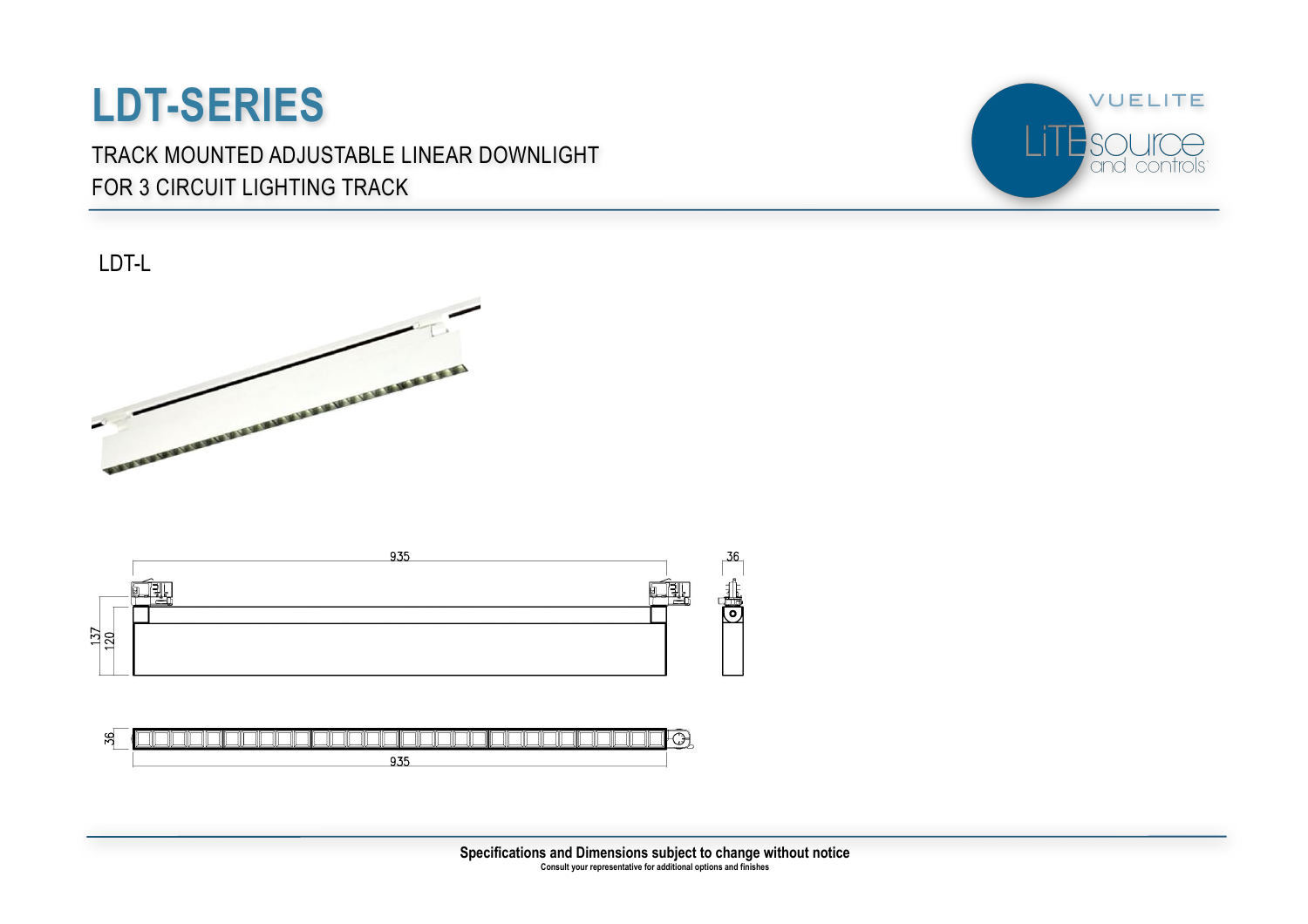# LDT-SERIES

TRACK MOUNTED ADJUSTABLE LINEAR DOWNLIGHT
FOR 3 CIRCUIT LIGHTING TRACK

VUELITE LiTEsource and controls

LDT-L

935

36

137

120

36

935

**Specifications and Dimensions subject to change without notice**

**Consult your representative for additional options and finishes**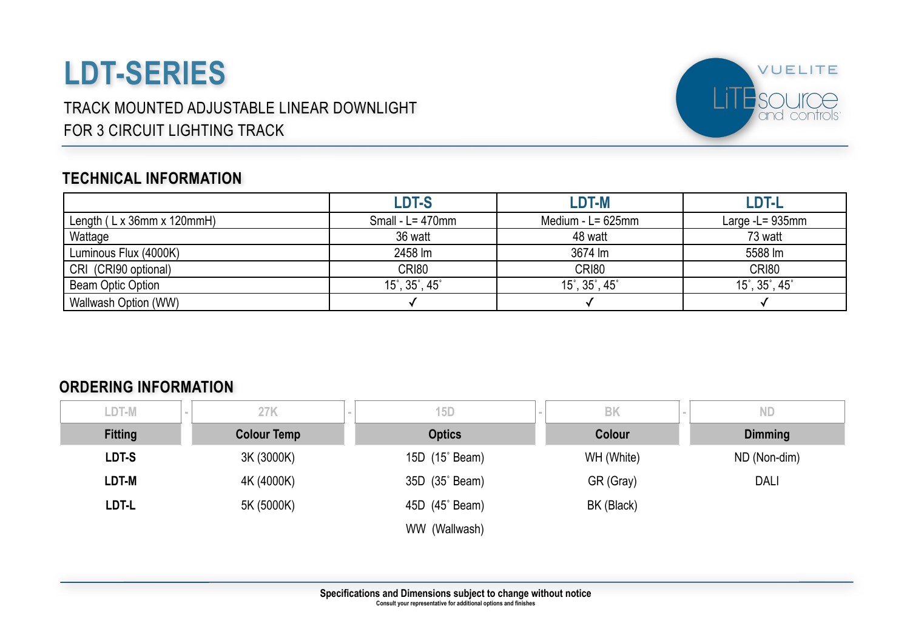# LDT-SERIES

TRACK MOUNTED ADJUSTABLE LINEAR DOWNLIGHT
FOR 3 CIRCUIT LIGHTING TRACK

VUELITE LiTEsource and controls

## TECHNICAL INFORMATION

| | LDT-S | LDT-M | LDT-L |
|---|---|---|---|
| Length ( L x 36mm x 120mmH) | Small - L= 470mm | Medium - L= 625mm | Large -L= 935mm |
| Wattage | 36 watt | 48 watt | 73 watt |
| Luminous Flux (4000K) | 2458 lm | 3674 lm | 5588 lm |
| CRI (CRI90 optional) | CRI80 | CRI80 | CRI80 |
| Beam Optic Option | 15˚, 35˚, 45˚ | 15˚, 35˚, 45˚ | 15˚, 35˚, 45˚ |
| Wallwash Option (WW) | ✓ | ✓ | ✓ |

## ORDERING INFORMATION

LDT-M - 27K - 15D - BK - ND

| Fitting | Colour Temp | Optics | Colour | Dimming |
|---|---|---|---|---|
| **LDT-S** | 3K (3000K) | 15D (15˚ Beam) | WH (White) | ND (Non-dim) |
| **LDT-M** | 4K (4000K) | 35D (35˚ Beam) | GR (Gray) | DALI |
| **LDT-L** | 5K (5000K) | 45D (45˚ Beam) | BK (Black) | |
| | | WW (Wallwash) | | |

**Specifications and Dimensions subject to change without notice**

Consult your representative for additional options and finishes